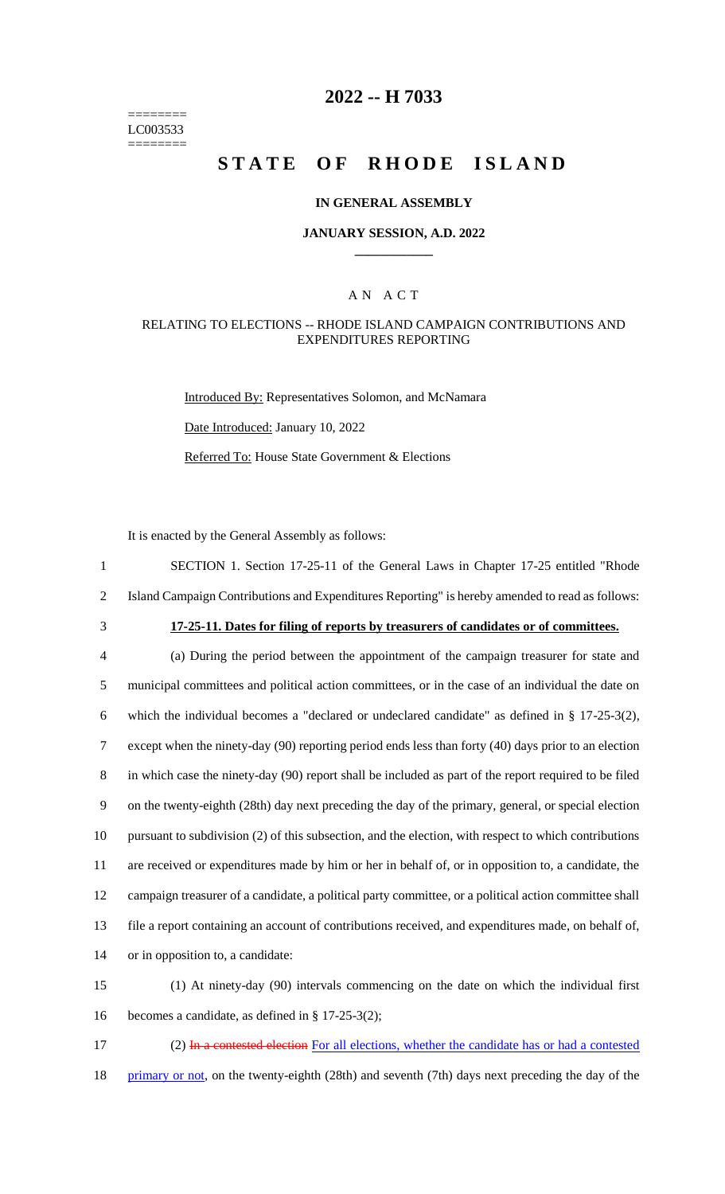========
LC003533
========

# 2022 -- H 7033

# STATE OF RHODE ISLAND

## IN GENERAL ASSEMBLY

### JANUARY SESSION, A.D. 2022

____________

### A N A C T

### RELATING TO ELECTIONS -- RHODE ISLAND CAMPAIGN CONTRIBUTIONS AND EXPENDITURES REPORTING

Introduced By: Representatives Solomon, and McNamara

Date Introduced: January 10, 2022

Referred To: House State Government & Elections

It is enacted by the General Assembly as follows:

1 SECTION 1. Section 17-25-11 of the General Laws in Chapter 17-25 entitled "Rhode
2 Island Campaign Contributions and Expenditures Reporting" is hereby amended to read as follows:

3 **17-25-11. Dates for filing of reports by treasurers of candidates or of committees.**

4 (a) During the period between the appointment of the campaign treasurer for state and
5 municipal committees and political action committees, or in the case of an individual the date on
6 which the individual becomes a "declared or undeclared candidate" as defined in § 17-25-3(2),
7 except when the ninety-day (90) reporting period ends less than forty (40) days prior to an election
8 in which case the ninety-day (90) report shall be included as part of the report required to be filed
9 on the twenty-eighth (28th) day next preceding the day of the primary, general, or special election
10 pursuant to subdivision (2) of this subsection, and the election, with respect to which contributions
11 are received or expenditures made by him or her in behalf of, or in opposition to, a candidate, the
12 campaign treasurer of a candidate, a political party committee, or a political action committee shall
13 file a report containing an account of contributions received, and expenditures made, on behalf of,
14 or in opposition to, a candidate:

15 (1) At ninety-day (90) intervals commencing on the date on which the individual first
16 becomes a candidate, as defined in § 17-25-3(2);

17 (2) ~~In a contested election~~ For all elections, whether the candidate has or had a contested
18 primary or not, on the twenty-eighth (28th) and seventh (7th) days next preceding the day of the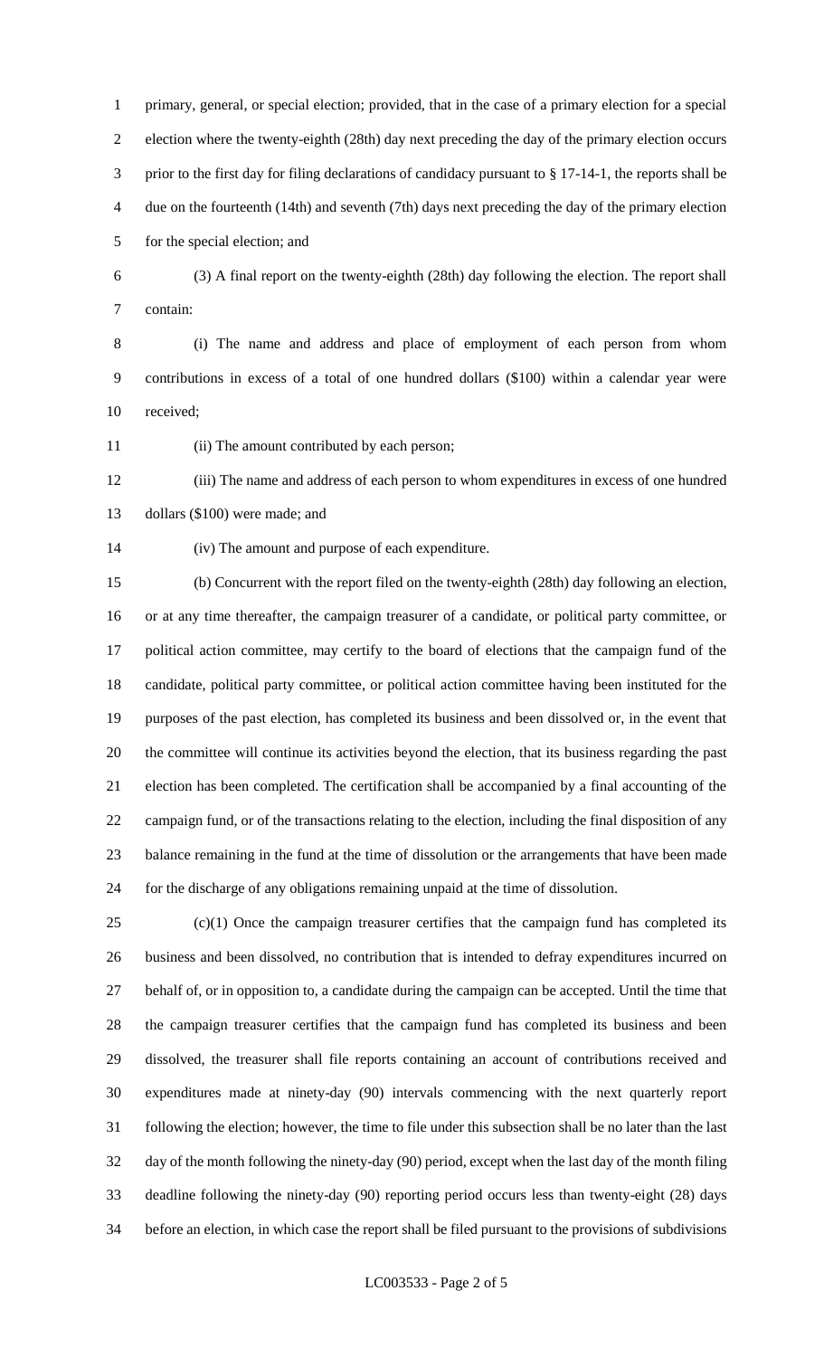primary, general, or special election; provided, that in the case of a primary election for a special election where the twenty-eighth (28th) day next preceding the day of the primary election occurs prior to the first day for filing declarations of candidacy pursuant to § 17-14-1, the reports shall be due on the fourteenth (14th) and seventh (7th) days next preceding the day of the primary election for the special election; and

(3) A final report on the twenty-eighth (28th) day following the election. The report shall contain:

(i) The name and address and place of employment of each person from whom contributions in excess of a total of one hundred dollars ($100) within a calendar year were received;

(ii) The amount contributed by each person;

(iii) The name and address of each person to whom expenditures in excess of one hundred dollars ($100) were made; and

(iv) The amount and purpose of each expenditure.

(b) Concurrent with the report filed on the twenty-eighth (28th) day following an election, or at any time thereafter, the campaign treasurer of a candidate, or political party committee, or political action committee, may certify to the board of elections that the campaign fund of the candidate, political party committee, or political action committee having been instituted for the purposes of the past election, has completed its business and been dissolved or, in the event that the committee will continue its activities beyond the election, that its business regarding the past election has been completed. The certification shall be accompanied by a final accounting of the campaign fund, or of the transactions relating to the election, including the final disposition of any balance remaining in the fund at the time of dissolution or the arrangements that have been made for the discharge of any obligations remaining unpaid at the time of dissolution.

(c)(1) Once the campaign treasurer certifies that the campaign fund has completed its business and been dissolved, no contribution that is intended to defray expenditures incurred on behalf of, or in opposition to, a candidate during the campaign can be accepted. Until the time that the campaign treasurer certifies that the campaign fund has completed its business and been dissolved, the treasurer shall file reports containing an account of contributions received and expenditures made at ninety-day (90) intervals commencing with the next quarterly report following the election; however, the time to file under this subsection shall be no later than the last day of the month following the ninety-day (90) period, except when the last day of the month filing deadline following the ninety-day (90) reporting period occurs less than twenty-eight (28) days before an election, in which case the report shall be filed pursuant to the provisions of subdivisions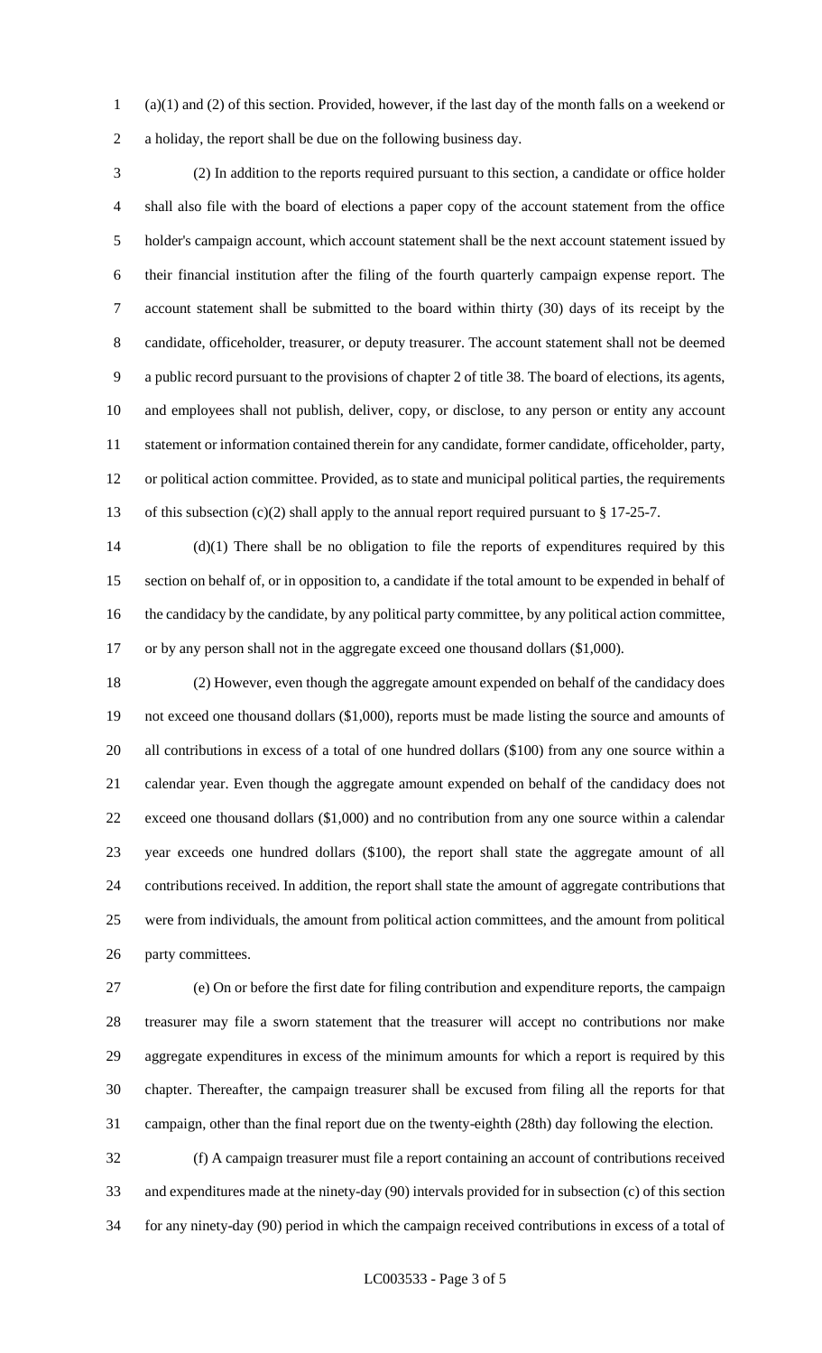(a)(1) and (2) of this section. Provided, however, if the last day of the month falls on a weekend or a holiday, the report shall be due on the following business day.

(2) In addition to the reports required pursuant to this section, a candidate or office holder shall also file with the board of elections a paper copy of the account statement from the office holder's campaign account, which account statement shall be the next account statement issued by their financial institution after the filing of the fourth quarterly campaign expense report. The account statement shall be submitted to the board within thirty (30) days of its receipt by the candidate, officeholder, treasurer, or deputy treasurer. The account statement shall not be deemed a public record pursuant to the provisions of chapter 2 of title 38. The board of elections, its agents, and employees shall not publish, deliver, copy, or disclose, to any person or entity any account statement or information contained therein for any candidate, former candidate, officeholder, party, or political action committee. Provided, as to state and municipal political parties, the requirements of this subsection (c)(2) shall apply to the annual report required pursuant to § 17-25-7.

(d)(1) There shall be no obligation to file the reports of expenditures required by this section on behalf of, or in opposition to, a candidate if the total amount to be expended in behalf of the candidacy by the candidate, by any political party committee, by any political action committee, or by any person shall not in the aggregate exceed one thousand dollars ($1,000).

(2) However, even though the aggregate amount expended on behalf of the candidacy does not exceed one thousand dollars ($1,000), reports must be made listing the source and amounts of all contributions in excess of a total of one hundred dollars ($100) from any one source within a calendar year. Even though the aggregate amount expended on behalf of the candidacy does not exceed one thousand dollars ($1,000) and no contribution from any one source within a calendar year exceeds one hundred dollars ($100), the report shall state the aggregate amount of all contributions received. In addition, the report shall state the amount of aggregate contributions that were from individuals, the amount from political action committees, and the amount from political party committees.

(e) On or before the first date for filing contribution and expenditure reports, the campaign treasurer may file a sworn statement that the treasurer will accept no contributions nor make aggregate expenditures in excess of the minimum amounts for which a report is required by this chapter. Thereafter, the campaign treasurer shall be excused from filing all the reports for that campaign, other than the final report due on the twenty-eighth (28th) day following the election.

(f) A campaign treasurer must file a report containing an account of contributions received and expenditures made at the ninety-day (90) intervals provided for in subsection (c) of this section for any ninety-day (90) period in which the campaign received contributions in excess of a total of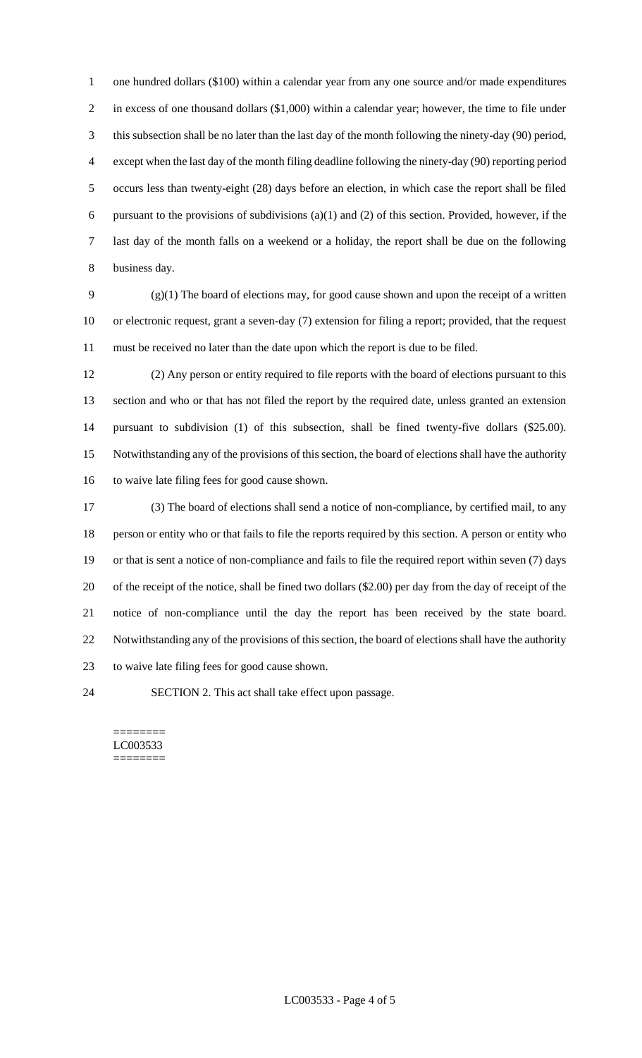one hundred dollars ($100) within a calendar year from any one source and/or made expenditures in excess of one thousand dollars ($1,000) within a calendar year; however, the time to file under this subsection shall be no later than the last day of the month following the ninety-day (90) period, except when the last day of the month filing deadline following the ninety-day (90) reporting period occurs less than twenty-eight (28) days before an election, in which case the report shall be filed pursuant to the provisions of subdivisions (a)(1) and (2) of this section. Provided, however, if the last day of the month falls on a weekend or a holiday, the report shall be due on the following business day.

(g)(1) The board of elections may, for good cause shown and upon the receipt of a written or electronic request, grant a seven-day (7) extension for filing a report; provided, that the request must be received no later than the date upon which the report is due to be filed.

(2) Any person or entity required to file reports with the board of elections pursuant to this section and who or that has not filed the report by the required date, unless granted an extension pursuant to subdivision (1) of this subsection, shall be fined twenty-five dollars ($25.00). Notwithstanding any of the provisions of this section, the board of elections shall have the authority to waive late filing fees for good cause shown.

(3) The board of elections shall send a notice of non-compliance, by certified mail, to any person or entity who or that fails to file the reports required by this section. A person or entity who or that is sent a notice of non-compliance and fails to file the required report within seven (7) days of the receipt of the notice, shall be fined two dollars ($2.00) per day from the day of receipt of the notice of non-compliance until the day the report has been received by the state board. Notwithstanding any of the provisions of this section, the board of elections shall have the authority to waive late filing fees for good cause shown.

SECTION 2. This act shall take effect upon passage.

========
LC003533
========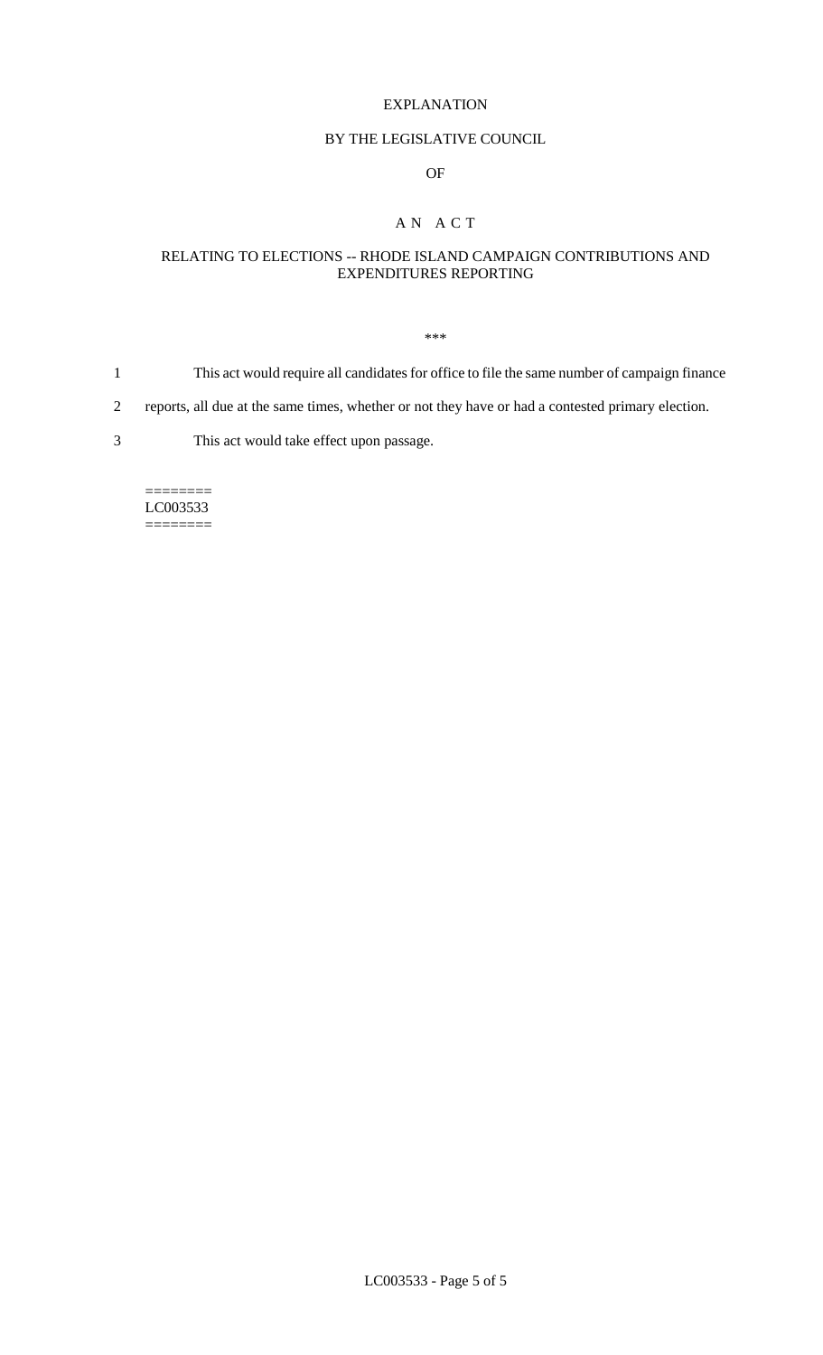EXPLANATION

BY THE LEGISLATIVE COUNCIL

OF

A N A C T

RELATING TO ELECTIONS -- RHODE ISLAND CAMPAIGN CONTRIBUTIONS AND EXPENDITURES REPORTING

\*\*\*

1 This act would require all candidates for office to file the same number of campaign finance

2 reports, all due at the same times, whether or not they have or had a contested primary election.

3 This act would take effect upon passage.

========
LC003533
========